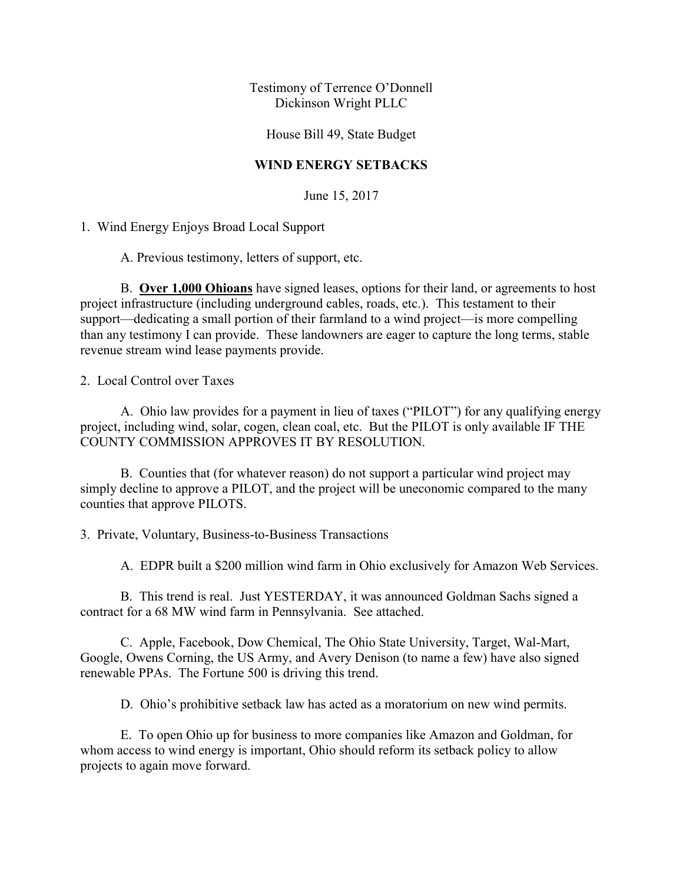Testimony of Terrence O'Donnell
Dickinson Wright PLLC

House Bill 49, State Budget

**WIND ENERGY SETBACKS**

June 15, 2017

1. Wind Energy Enjoys Broad Local Support

A. Previous testimony, letters of support, etc.

B. **Over 1,000 Ohioans** have signed leases, options for their land, or agreements to host project infrastructure (including underground cables, roads, etc.). This testament to their support—dedicating a small portion of their farmland to a wind project—is more compelling than any testimony I can provide. These landowners are eager to capture the long terms, stable revenue stream wind lease payments provide.

2. Local Control over Taxes

A. Ohio law provides for a payment in lieu of taxes ("PILOT") for any qualifying energy project, including wind, solar, cogen, clean coal, etc. But the PILOT is only available IF THE COUNTY COMMISSION APPROVES IT BY RESOLUTION.

B. Counties that (for whatever reason) do not support a particular wind project may simply decline to approve a PILOT, and the project will be uneconomic compared to the many counties that approve PILOTS.

3. Private, Voluntary, Business-to-Business Transactions

A. EDPR built a $200 million wind farm in Ohio exclusively for Amazon Web Services.

B. This trend is real. Just YESTERDAY, it was announced Goldman Sachs signed a contract for a 68 MW wind farm in Pennsylvania. See attached.

C. Apple, Facebook, Dow Chemical, The Ohio State University, Target, Wal-Mart, Google, Owens Corning, the US Army, and Avery Denison (to name a few) have also signed renewable PPAs. The Fortune 500 is driving this trend.

D. Ohio's prohibitive setback law has acted as a moratorium on new wind permits.

E. To open Ohio up for business to more companies like Amazon and Goldman, for whom access to wind energy is important, Ohio should reform its setback policy to allow projects to again move forward.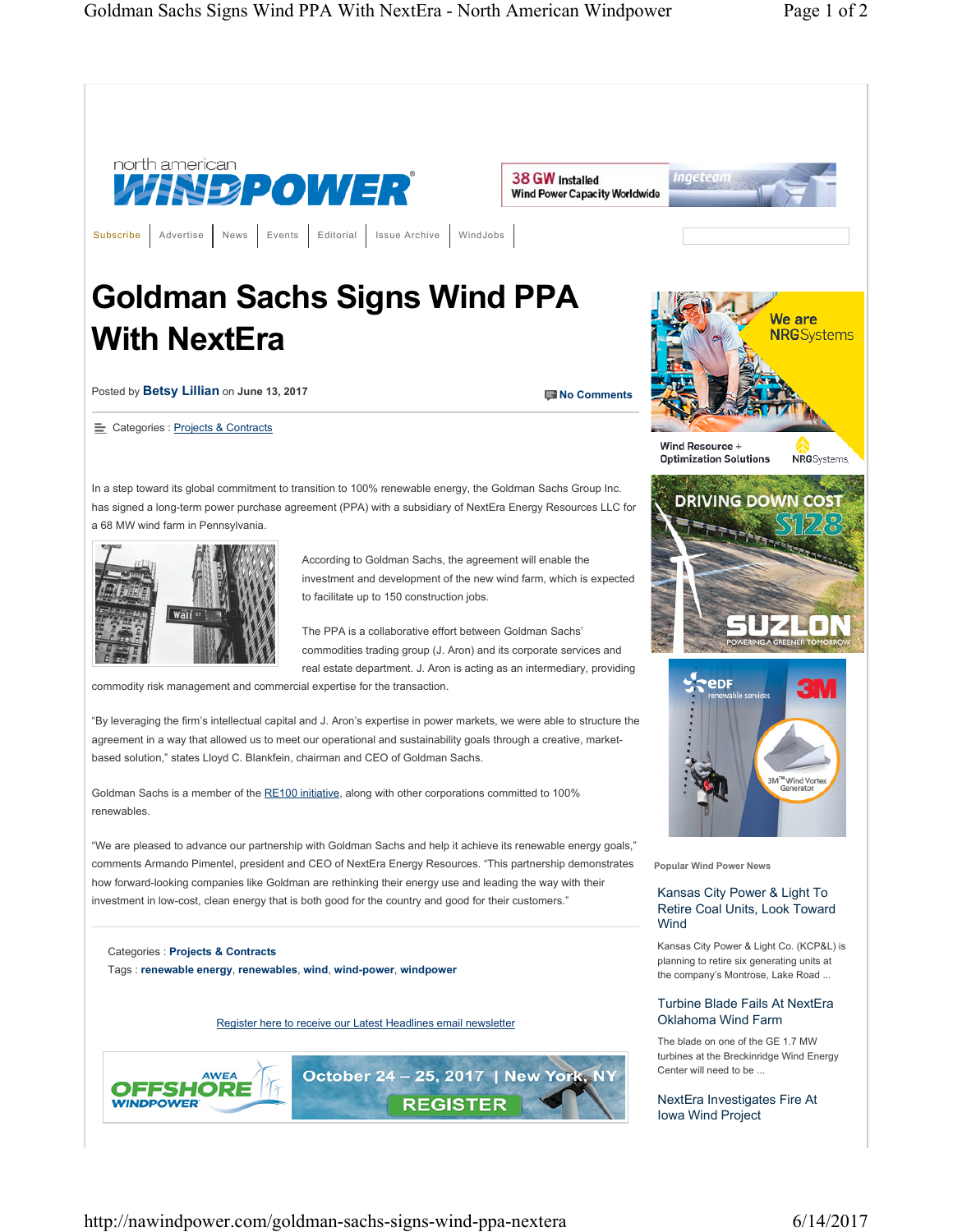# Goldman Sachs Signs Wind PPA With NextEra

Posted by **Betsy Lillian** on **June 13, 2017**

**No Comments**

Categories : Projects & Contracts

In a step toward its global commitment to transition to 100% renewable energy, the Goldman Sachs Group Inc. has signed a long-term power purchase agreement (PPA) with a subsidiary of NextEra Energy Resources LLC for a 68 MW wind farm in Pennsylvania.

According to Goldman Sachs, the agreement will enable the investment and development of the new wind farm, which is expected to facilitate up to 150 construction jobs.

The PPA is a collaborative effort between Goldman Sachs' commodities trading group (J. Aron) and its corporate services and real estate department. J. Aron is acting as an intermediary, providing commodity risk management and commercial expertise for the transaction.

"By leveraging the firm's intellectual capital and J. Aron's expertise in power markets, we were able to structure the agreement in a way that allowed us to meet our operational and sustainability goals through a creative, market-based solution," states Lloyd C. Blankfein, chairman and CEO of Goldman Sachs.

Goldman Sachs is a member of the RE100 initiative, along with other corporations committed to 100% renewables.

"We are pleased to advance our partnership with Goldman Sachs and help it achieve its renewable energy goals," comments Armando Pimentel, president and CEO of NextEra Energy Resources. "This partnership demonstrates how forward-looking companies like Goldman are rethinking their energy use and leading the way with their investment in low-cost, clean energy that is both good for the country and good for their customers."

Categories : **Projects & Contracts**
Tags : **renewable energy**, **renewables**, **wind**, **wind-power**, **windpower**

Register here to receive our Latest Headlines email newsletter

### Popular Wind Power News

**Kansas City Power & Light To Retire Coal Units, Look Toward Wind**

Kansas City Power & Light Co. (KCP&L) is planning to retire six generating units at the company's Montrose, Lake Road ...

**Turbine Blade Fails At NextEra Oklahoma Wind Farm**

The blade on one of the GE 1.7 MW turbines at the Breckinridge Wind Energy Center will need to be ...

**NextEra Investigates Fire At Iowa Wind Project**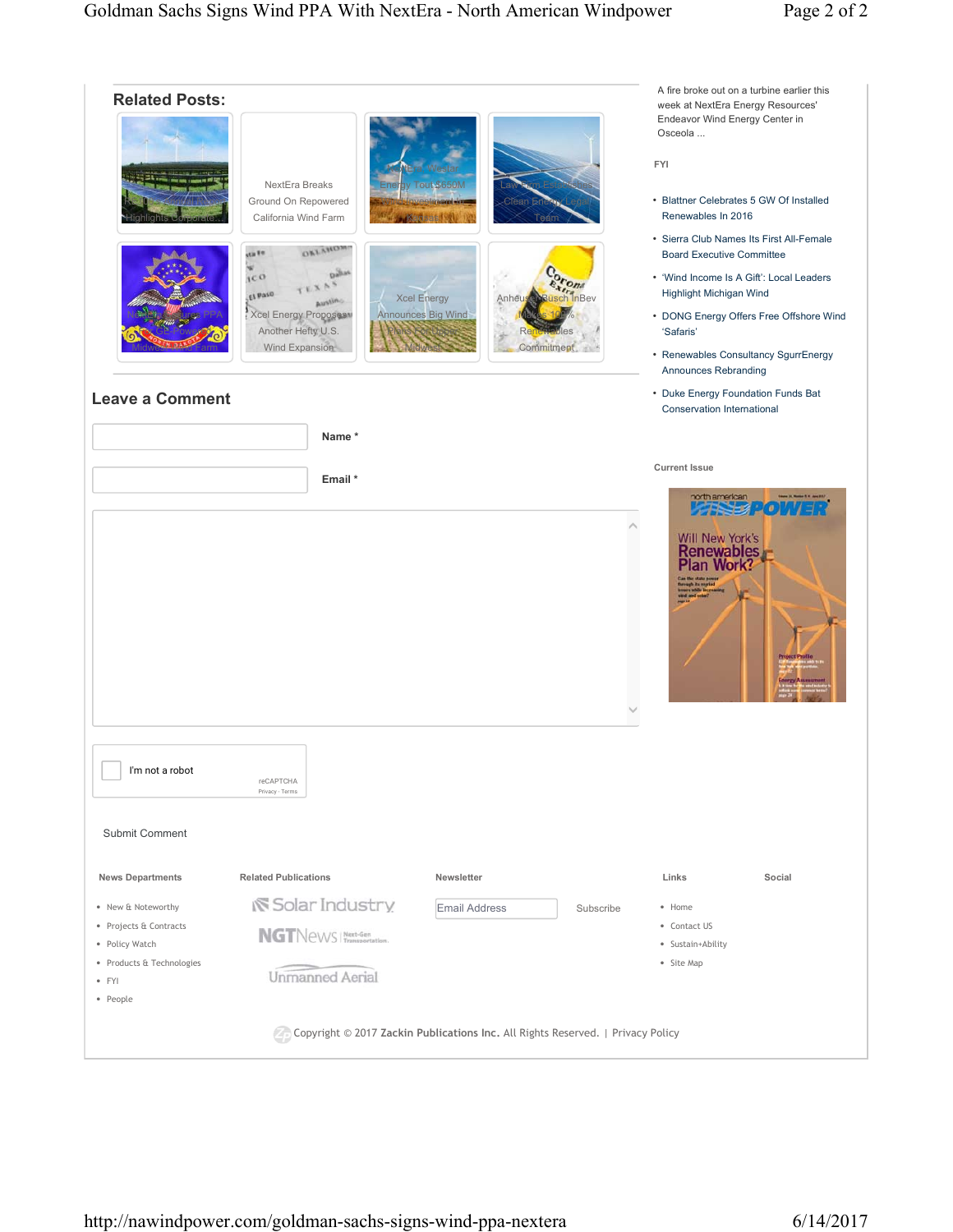## Related Posts:

- Highlights Corporate...
- NextEra Breaks Ground On Repowered California Wind Farm
- NextEra Westar Energy Tout $650M ... Investment ...
- Law Firm Establishes Clean Energy Legal Team
- NextEra ... PPA ... GE Power ... Midwest Wind Farm
- Xcel Energy Proposes Another Hefty U.S. Wind Expansion
- Xcel Energy Announces Big Wind Plans For Upper Midwest
- Anheuser-Busch InBev Makes 100% Renewables Commitment

## Leave a Comment

Name *

Email *

I'm not a robot

reCAPTCHA
Privacy - Terms

Submit Comment

A fire broke out on a turbine earlier this week at NextEra Energy Resources' Endeavor Wind Energy Center in Osceola ...

FYI

- Blattner Celebrates 5 GW Of Installed Renewables In 2016
- Sierra Club Names Its First All-Female Board Executive Committee
- 'Wind Income Is A Gift': Local Leaders Highlight Michigan Wind
- DONG Energy Offers Free Offshore Wind 'Safaris'
- Renewables Consultancy SgurrEnergy Announces Rebranding
- Duke Energy Foundation Funds Bat Conservation International

Current Issue

News Departments

- New & Noteworthy
- Projects & Contracts
- Policy Watch
- Products & Technologies
- FYI
- People

Related Publications

Solar Industry

NGTNews Next-Gen Transportation

Unmanned Aerial

Newsletter

Email Address

Subscribe

Links

- Home
- Contact US
- Sustain+Ability
- Site Map

Social

Copyright © 2017 **Zackin Publications Inc.** All Rights Reserved. | Privacy Policy